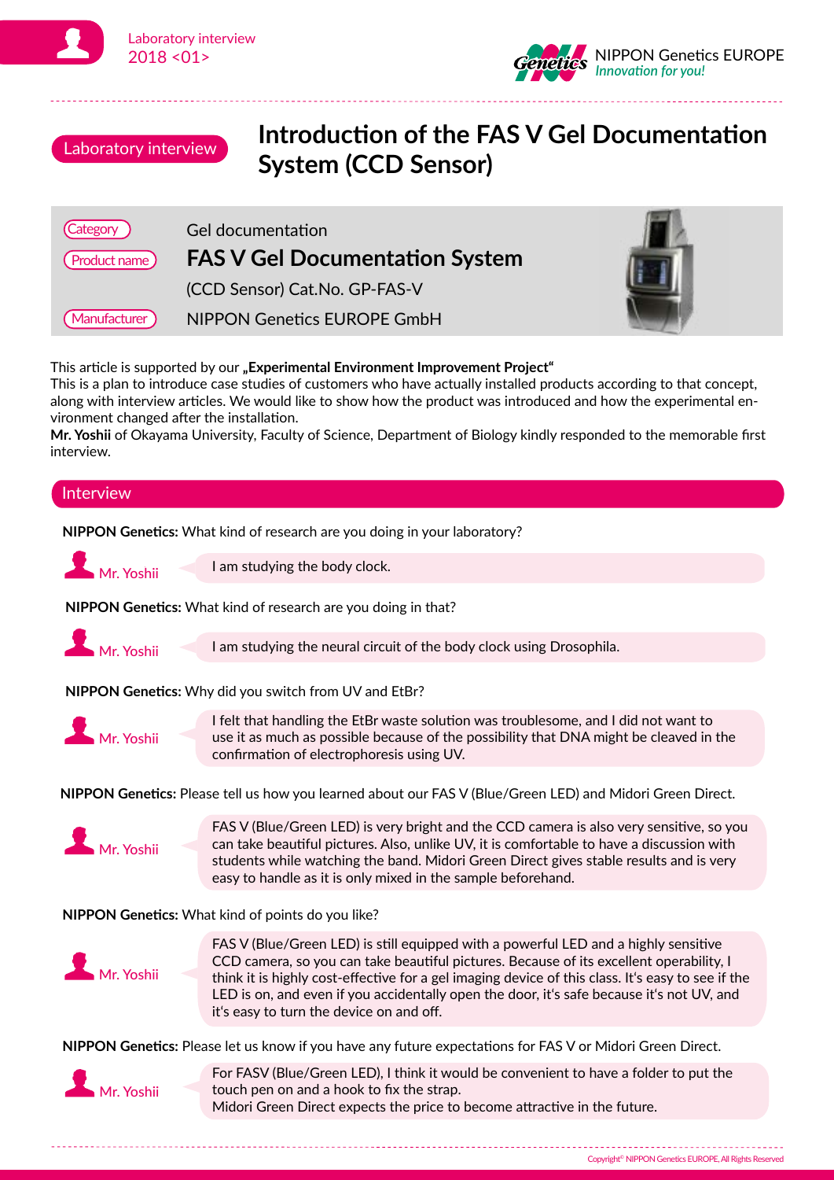Laboratory interview
2018 <01>

NIPPON Genetics EUROPE
*Innovation for you!*

Laboratory interview

# Introduction of the FAS V Gel Documentation System (CCD Sensor)

| | |
|---|---|
| Category | Gel documentation |
| Product name | **FAS V Gel Documentation System** (CCD Sensor) Cat.No. GP-FAS-V |
| Manufacturer | NIPPON Genetics EUROPE GmbH |

This article is supported by our **„Experimental Environment Improvement Project“**
This is a plan to introduce case studies of customers who have actually installed products according to that concept, along with interview articles. We would like to show how the product was introduced and how the experimental environment changed after the installation.
**Mr. Yoshii** of Okayama University, Faculty of Science, Department of Biology kindly responded to the memorable first interview.

## Interview

**NIPPON Genetics:** What kind of research are you doing in your laboratory?

**Mr. Yoshii:** I am studying the body clock.

**NIPPON Genetics:** What kind of research are you doing in that?

**Mr. Yoshii:** I am studying the neural circuit of the body clock using Drosophila.

**NIPPON Genetics:** Why did you switch from UV and EtBr?

**Mr. Yoshii:** I felt that handling the EtBr waste solution was troublesome, and I did not want to use it as much as possible because of the possibility that DNA might be cleaved in the confirmation of electrophoresis using UV.

**NIPPON Genetics:** Please tell us how you learned about our FAS V (Blue/Green LED) and Midori Green Direct.

**Mr. Yoshii:** FAS V (Blue/Green LED) is very bright and the CCD camera is also very sensitive, so you can take beautiful pictures. Also, unlike UV, it is comfortable to have a discussion with students while watching the band. Midori Green Direct gives stable results and is very easy to handle as it is only mixed in the sample beforehand.

**NIPPON Genetics:** What kind of points do you like?

**Mr. Yoshii:** FAS V (Blue/Green LED) is still equipped with a powerful LED and a highly sensitive CCD camera, so you can take beautiful pictures. Because of its excellent operability, I think it is highly cost-effective for a gel imaging device of this class. It's easy to see if the LED is on, and even if you accidentally open the door, it's safe because it's not UV, and it's easy to turn the device on and off.

**NIPPON Genetics:** Please let us know if you have any future expectations for FAS V or Midori Green Direct.

**Mr. Yoshii:** For FASV (Blue/Green LED), I think it would be convenient to have a folder to put the touch pen on and a hook to fix the strap.
Midori Green Direct expects the price to become attractive in the future.

Copyright© NIPPON Genetics EUROPE, All Rights Reserved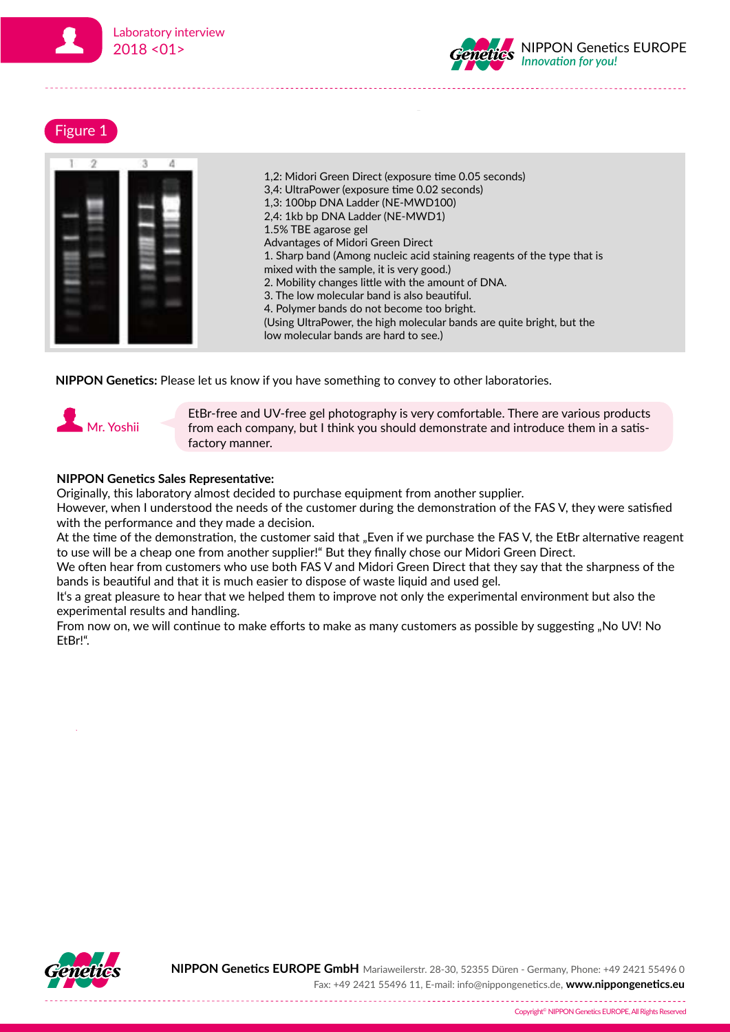## Figure 1

1,2: Midori Green Direct (exposure time 0.05 seconds)
3,4: UltraPower (exposure time 0.02 seconds)
1,3: 100bp DNA Ladder (NE-MWD100)
2,4: 1kb bp DNA Ladder (NE-MWD1)
1.5% TBE agarose gel
Advantages of Midori Green Direct
1. Sharp band (Among nucleic acid staining reagents of the type that is mixed with the sample, it is very good.)
2. Mobility changes little with the amount of DNA.
3. The low molecular band is also beautiful.
4. Polymer bands do not become too bright.
(Using UltraPower, the high molecular bands are quite bright, but the low molecular bands are hard to see.)

**NIPPON Genetics:** Please let us know if you have something to convey to other laboratories.

**Mr. Yoshii:** EtBr-free and UV-free gel photography is very comfortable. There are various products from each company, but I think you should demonstrate and introduce them in a satisfactory manner.

**NIPPON Genetics Sales Representative:**
Originally, this laboratory almost decided to purchase equipment from another supplier.
However, when I understood the needs of the customer during the demonstration of the FAS V, they were satisfied with the performance and they made a decision.
At the time of the demonstration, the customer said that „Even if we purchase the FAS V, the EtBr alternative reagent to use will be a cheap one from another supplier!" But they finally chose our Midori Green Direct.
We often hear from customers who use both FAS V and Midori Green Direct that they say that the sharpness of the bands is beautiful and that it is much easier to dispose of waste liquid and used gel.
It's a great pleasure to hear that we helped them to improve not only the experimental environment but also the experimental results and handling.
From now on, we will continue to make efforts to make as many customers as possible by suggesting „No UV! No EtBr!".